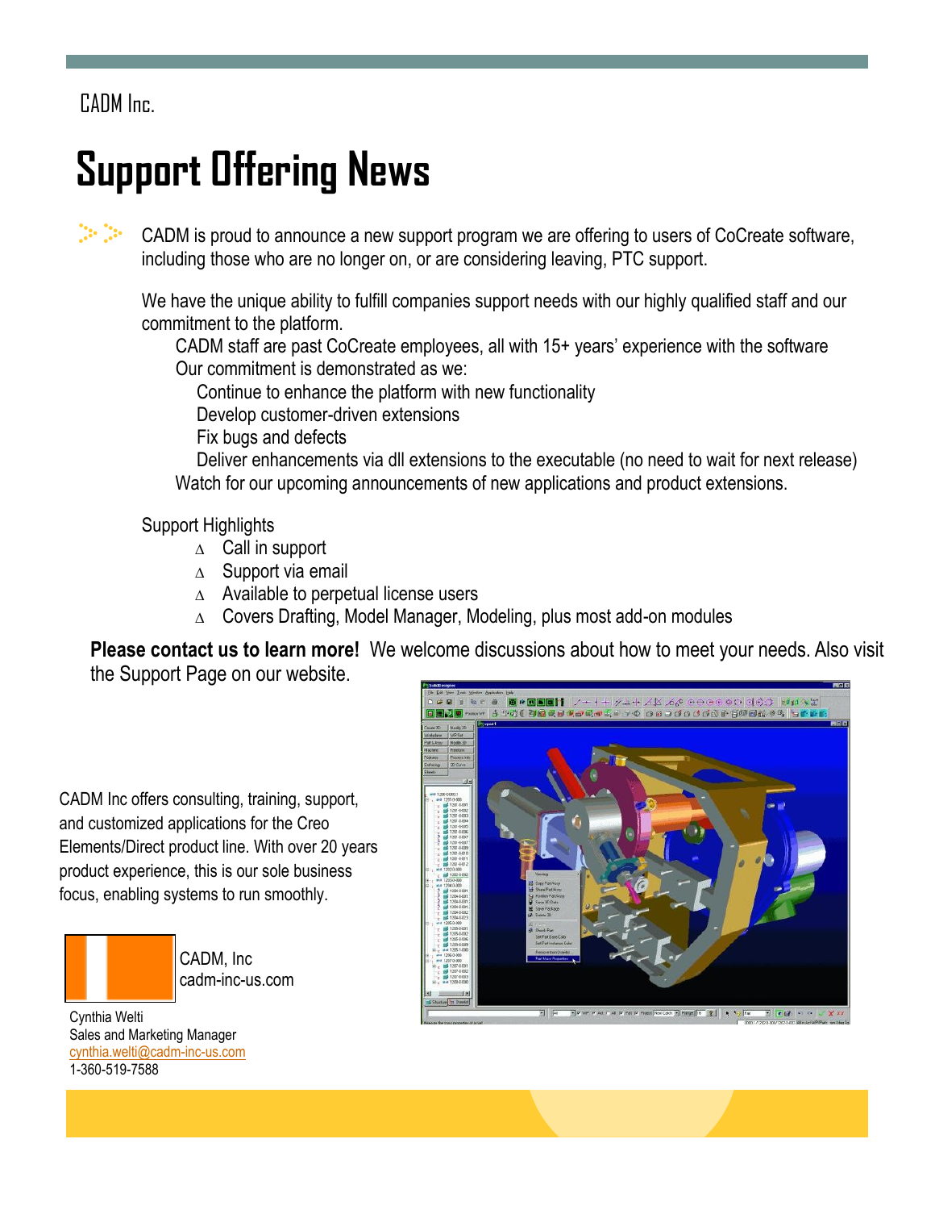CADM Inc.

# Support Offering News

CADM is proud to announce a new support program we are offering to users of CoCreate software, including those who are no longer on, or are considering leaving, PTC support.

We have the unique ability to fulfill companies support needs with our highly qualified staff and our commitment to the platform.

- CADM staff are past CoCreate employees, all with 15+ years' experience with the software
- Our commitment is demonstrated as we:
  - Continue to enhance the platform with new functionality
  - Develop customer-driven extensions
  - Fix bugs and defects
  - Deliver enhancements via dll extensions to the executable (no need to wait for next release)
- Watch for our upcoming announcements of new applications and product extensions.

Support Highlights

- Call in support
- Support via email
- Available to perpetual license users
- Covers Drafting, Model Manager, Modeling, plus most add-on modules

**Please contact us to learn more!** We welcome discussions about how to meet your needs. Also visit the Support Page on our website.

CADM Inc offers consulting, training, support, and customized applications for the Creo Elements/Direct product line. With over 20 years product experience, this is our sole business focus, enabling systems to run smoothly.

CADM, Inc
cadm-inc-us.com

Cynthia Welti
Sales and Marketing Manager
cynthia.welti@cadm-inc-us.com
1-360-519-7588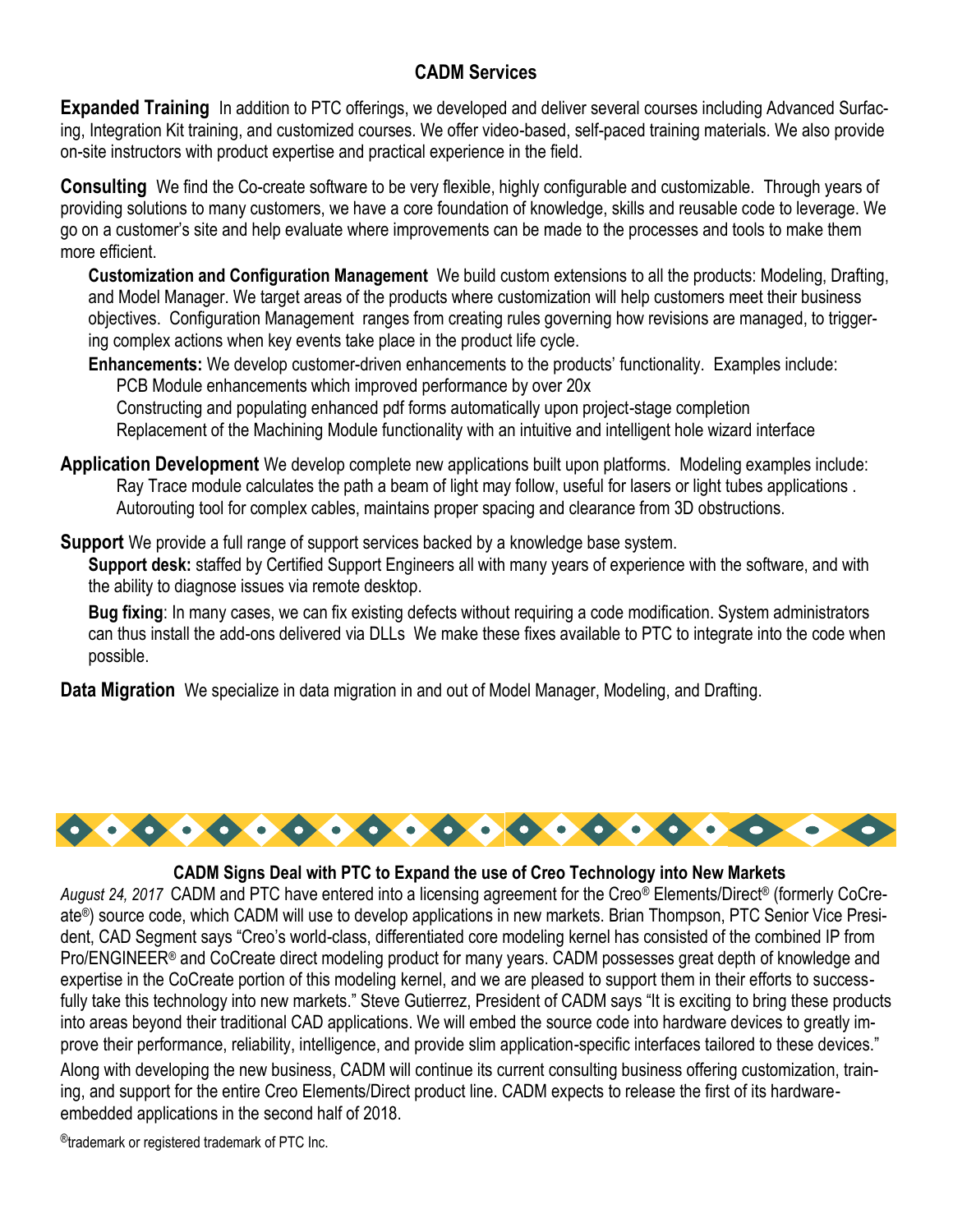## CADM Services

**Expanded Training** In addition to PTC offerings, we developed and deliver several courses including Advanced Surfacing, Integration Kit training, and customized courses. We offer video-based, self-paced training materials. We also provide on-site instructors with product expertise and practical experience in the field.

**Consulting** We find the Co-create software to be very flexible, highly configurable and customizable. Through years of providing solutions to many customers, we have a core foundation of knowledge, skills and reusable code to leverage. We go on a customer's site and help evaluate where improvements can be made to the processes and tools to make them more efficient.

**Customization and Configuration Management** We build custom extensions to all the products: Modeling, Drafting, and Model Manager. We target areas of the products where customization will help customers meet their business objectives. Configuration Management ranges from creating rules governing how revisions are managed, to triggering complex actions when key events take place in the product life cycle.

**Enhancements:** We develop customer-driven enhancements to the products' functionality. Examples include:

- PCB Module enhancements which improved performance by over 20x
- Constructing and populating enhanced pdf forms automatically upon project-stage completion
- Replacement of the Machining Module functionality with an intuitive and intelligent hole wizard interface

**Application Development** We develop complete new applications built upon platforms. Modeling examples include:

- Ray Trace module calculates the path a beam of light may follow, useful for lasers or light tubes applications .
- Autorouting tool for complex cables, maintains proper spacing and clearance from 3D obstructions.

**Support** We provide a full range of support services backed by a knowledge base system.

**Support desk:** staffed by Certified Support Engineers all with many years of experience with the software, and with the ability to diagnose issues via remote desktop.

**Bug fixing**: In many cases, we can fix existing defects without requiring a code modification. System administrators can thus install the add-ons delivered via DLLs We make these fixes available to PTC to integrate into the code when possible.

**Data Migration** We specialize in data migration in and out of Model Manager, Modeling, and Drafting.

### CADM Signs Deal with PTC to Expand the use of Creo Technology into New Markets

*August 24, 2017* CADM and PTC have entered into a licensing agreement for the Creo® Elements/Direct® (formerly CoCreate®) source code, which CADM will use to develop applications in new markets. Brian Thompson, PTC Senior Vice President, CAD Segment says "Creo's world-class, differentiated core modeling kernel has consisted of the combined IP from Pro/ENGINEER® and CoCreate direct modeling product for many years. CADM possesses great depth of knowledge and expertise in the CoCreate portion of this modeling kernel, and we are pleased to support them in their efforts to successfully take this technology into new markets." Steve Gutierrez, President of CADM says "It is exciting to bring these products into areas beyond their traditional CAD applications. We will embed the source code into hardware devices to greatly improve their performance, reliability, intelligence, and provide slim application-specific interfaces tailored to these devices."

Along with developing the new business, CADM will continue its current consulting business offering customization, training, and support for the entire Creo Elements/Direct product line. CADM expects to release the first of its hardware-embedded applications in the second half of 2018.

®trademark or registered trademark of PTC Inc.